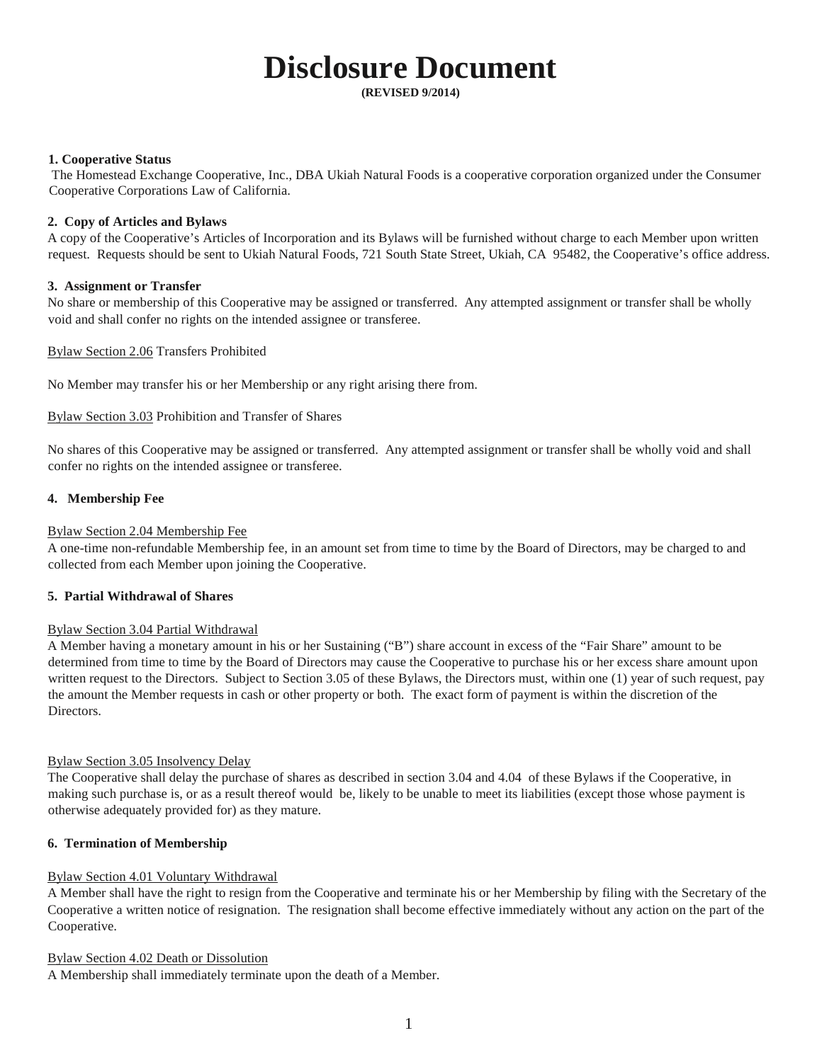# Disclosure Document

**(REVISED 9/2014)**

**1. Cooperative Status**

The Homestead Exchange Cooperative, Inc., DBA Ukiah Natural Foods is a cooperative corporation organized under the Consumer Cooperative Corporations Law of California.

**2. Copy of Articles and Bylaws**

A copy of the Cooperative's Articles of Incorporation and its Bylaws will be furnished without charge to each Member upon written request. Requests should be sent to Ukiah Natural Foods, 721 South State Street, Ukiah, CA 95482, the Cooperative's office address.

**3. Assignment or Transfer**

No share or membership of this Cooperative may be assigned or transferred. Any attempted assignment or transfer shall be wholly void and shall confer no rights on the intended assignee or transferee.

Bylaw Section 2.06 Transfers Prohibited

No Member may transfer his or her Membership or any right arising there from.

Bylaw Section 3.03 Prohibition and Transfer of Shares

No shares of this Cooperative may be assigned or transferred. Any attempted assignment or transfer shall be wholly void and shall confer no rights on the intended assignee or transferee.

**4. Membership Fee**

Bylaw Section 2.04 Membership Fee

A one-time non-refundable Membership fee, in an amount set from time to time by the Board of Directors, may be charged to and collected from each Member upon joining the Cooperative.

**5. Partial Withdrawal of Shares**

Bylaw Section 3.04 Partial Withdrawal

A Member having a monetary amount in his or her Sustaining ("B") share account in excess of the "Fair Share" amount to be determined from time to time by the Board of Directors may cause the Cooperative to purchase his or her excess share amount upon written request to the Directors. Subject to Section 3.05 of these Bylaws, the Directors must, within one (1) year of such request, pay the amount the Member requests in cash or other property or both. The exact form of payment is within the discretion of the Directors.

Bylaw Section 3.05 Insolvency Delay

The Cooperative shall delay the purchase of shares as described in section 3.04 and 4.04 of these Bylaws if the Cooperative, in making such purchase is, or as a result thereof would be, likely to be unable to meet its liabilities (except those whose payment is otherwise adequately provided for) as they mature.

**6. Termination of Membership**

Bylaw Section 4.01 Voluntary Withdrawal

A Member shall have the right to resign from the Cooperative and terminate his or her Membership by filing with the Secretary of the Cooperative a written notice of resignation. The resignation shall become effective immediately without any action on the part of the Cooperative.

Bylaw Section 4.02 Death or Dissolution

A Membership shall immediately terminate upon the death of a Member.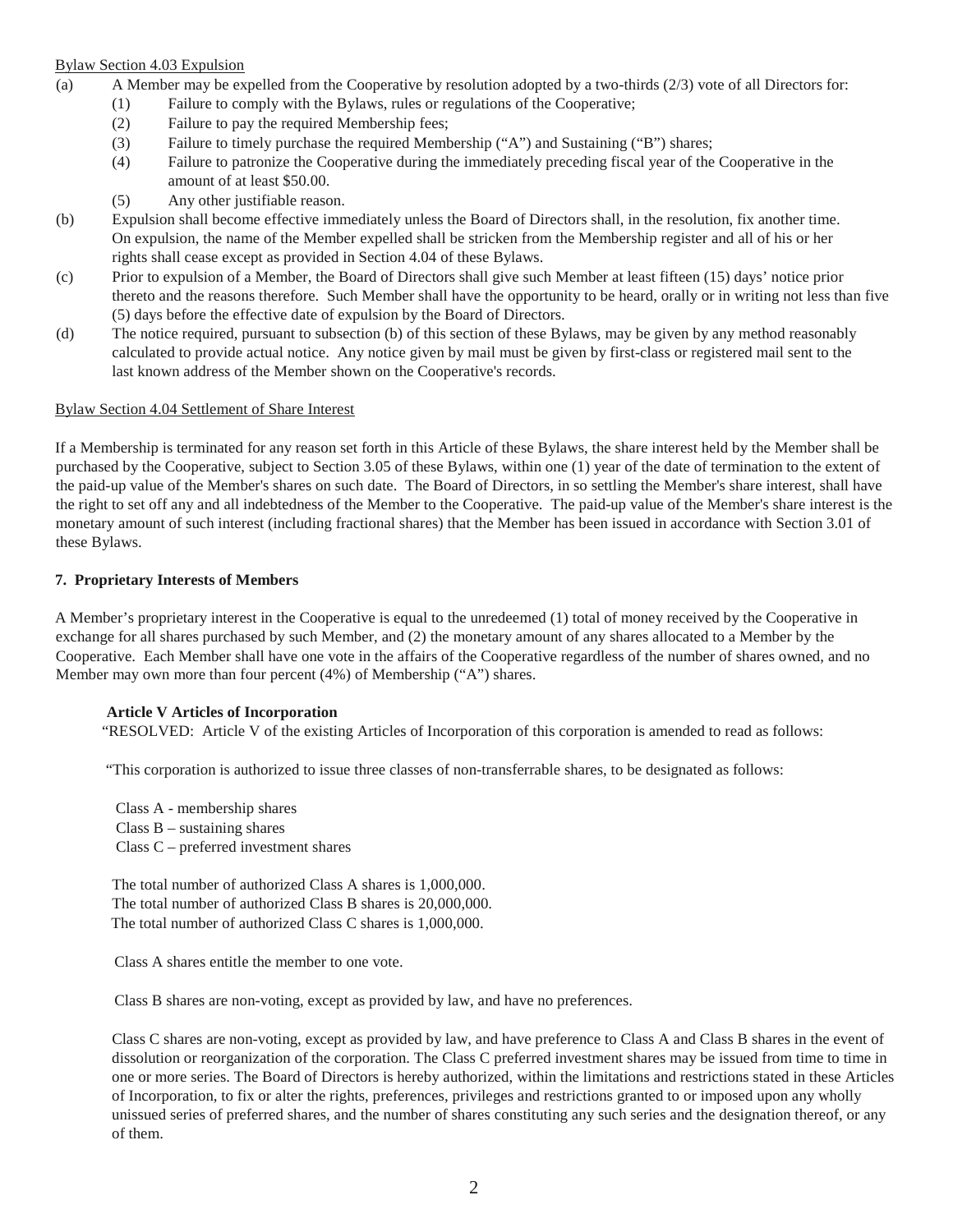Bylaw Section 4.03 Expulsion

(a) A Member may be expelled from the Cooperative by resolution adopted by a two-thirds (2/3) vote of all Directors for:

 (1) Failure to comply with the Bylaws, rules or regulations of the Cooperative;

 (2) Failure to pay the required Membership fees;

 (3) Failure to timely purchase the required Membership ("A") and Sustaining ("B") shares;

 (4) Failure to patronize the Cooperative during the immediately preceding fiscal year of the Cooperative in the amount of at least $50.00.

 (5) Any other justifiable reason.

(b) Expulsion shall become effective immediately unless the Board of Directors shall, in the resolution, fix another time. On expulsion, the name of the Member expelled shall be stricken from the Membership register and all of his or her rights shall cease except as provided in Section 4.04 of these Bylaws.

(c) Prior to expulsion of a Member, the Board of Directors shall give such Member at least fifteen (15) days' notice prior thereto and the reasons therefore. Such Member shall have the opportunity to be heard, orally or in writing not less than five (5) days before the effective date of expulsion by the Board of Directors.

(d) The notice required, pursuant to subsection (b) of this section of these Bylaws, may be given by any method reasonably calculated to provide actual notice. Any notice given by mail must be given by first-class or registered mail sent to the last known address of the Member shown on the Cooperative's records.

Bylaw Section 4.04 Settlement of Share Interest

If a Membership is terminated for any reason set forth in this Article of these Bylaws, the share interest held by the Member shall be purchased by the Cooperative, subject to Section 3.05 of these Bylaws, within one (1) year of the date of termination to the extent of the paid-up value of the Member's shares on such date. The Board of Directors, in so settling the Member's share interest, shall have the right to set off any and all indebtedness of the Member to the Cooperative. The paid-up value of the Member's share interest is the monetary amount of such interest (including fractional shares) that the Member has been issued in accordance with Section 3.01 of these Bylaws.

**7. Proprietary Interests of Members**

A Member's proprietary interest in the Cooperative is equal to the unredeemed (1) total of money received by the Cooperative in exchange for all shares purchased by such Member, and (2) the monetary amount of any shares allocated to a Member by the Cooperative. Each Member shall have one vote in the affairs of the Cooperative regardless of the number of shares owned, and no Member may own more than four percent (4%) of Membership ("A") shares.

**Article V Articles of Incorporation**

"RESOLVED: Article V of the existing Articles of Incorporation of this corporation is amended to read as follows:

"This corporation is authorized to issue three classes of non-transferrable shares, to be designated as follows:

Class A - membership shares
Class B – sustaining shares
Class C – preferred investment shares

The total number of authorized Class A shares is 1,000,000.
The total number of authorized Class B shares is 20,000,000.
The total number of authorized Class C shares is 1,000,000.

Class A shares entitle the member to one vote.

Class B shares are non-voting, except as provided by law, and have no preferences.

Class C shares are non-voting, except as provided by law, and have preference to Class A and Class B shares in the event of dissolution or reorganization of the corporation. The Class C preferred investment shares may be issued from time to time in one or more series. The Board of Directors is hereby authorized, within the limitations and restrictions stated in these Articles of Incorporation, to fix or alter the rights, preferences, privileges and restrictions granted to or imposed upon any wholly unissued series of preferred shares, and the number of shares constituting any such series and the designation thereof, or any of them.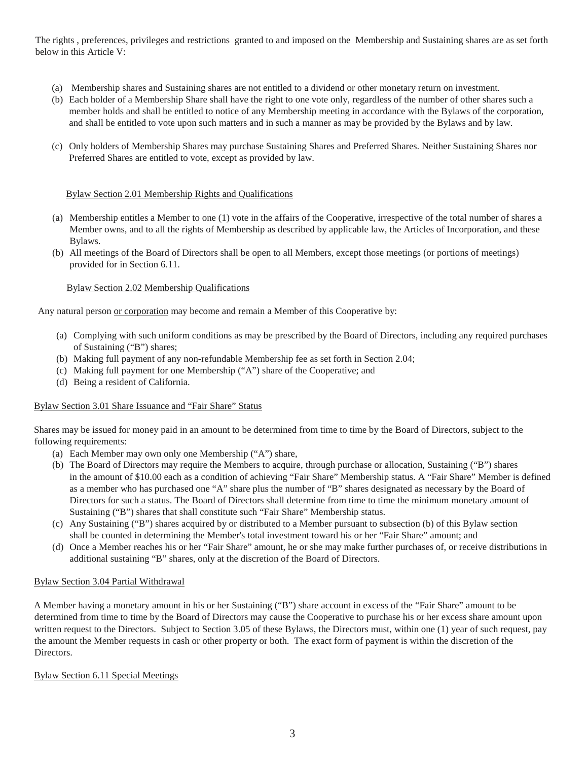The rights , preferences, privileges and restrictions granted to and imposed on the Membership and Sustaining shares are as set forth below in this Article V:

(a) Membership shares and Sustaining shares are not entitled to a dividend or other monetary return on investment.
(b) Each holder of a Membership Share shall have the right to one vote only, regardless of the number of other shares such a member holds and shall be entitled to notice of any Membership meeting in accordance with the Bylaws of the corporation, and shall be entitled to vote upon such matters and in such a manner as may be provided by the Bylaws and by law.
(c) Only holders of Membership Shares may purchase Sustaining Shares and Preferred Shares. Neither Sustaining Shares nor Preferred Shares are entitled to vote, except as provided by law.

<u>Bylaw Section 2.01 Membership Rights and Qualifications</u>

(a) Membership entitles a Member to one (1) vote in the affairs of the Cooperative, irrespective of the total number of shares a Member owns, and to all the rights of Membership as described by applicable law, the Articles of Incorporation, and these Bylaws.
(b) All meetings of the Board of Directors shall be open to all Members, except those meetings (or portions of meetings) provided for in Section 6.11.

<u>Bylaw Section 2.02 Membership Qualifications</u>

Any natural person <u>or corporation</u> may become and remain a Member of this Cooperative by:

(a) Complying with such uniform conditions as may be prescribed by the Board of Directors, including any required purchases of Sustaining ("B") shares;
(b) Making full payment of any non-refundable Membership fee as set forth in Section 2.04;
(c) Making full payment for one Membership ("A") share of the Cooperative; and
(d) Being a resident of California.

<u>Bylaw Section 3.01 Share Issuance and "Fair Share" Status</u>

Shares may be issued for money paid in an amount to be determined from time to time by the Board of Directors, subject to the following requirements:

(a) Each Member may own only one Membership ("A") share,
(b) The Board of Directors may require the Members to acquire, through purchase or allocation, Sustaining ("B") shares in the amount of $10.00 each as a condition of achieving "Fair Share" Membership status. A "Fair Share" Member is defined as a member who has purchased one "A" share plus the number of "B" shares designated as necessary by the Board of Directors for such a status. The Board of Directors shall determine from time to time the minimum monetary amount of Sustaining ("B") shares that shall constitute such "Fair Share" Membership status.
(c) Any Sustaining ("B") shares acquired by or distributed to a Member pursuant to subsection (b) of this Bylaw section shall be counted in determining the Member's total investment toward his or her "Fair Share" amount; and
(d) Once a Member reaches his or her "Fair Share" amount, he or she may make further purchases of, or receive distributions in additional sustaining "B" shares, only at the discretion of the Board of Directors.

<u>Bylaw Section 3.04 Partial Withdrawal</u>

A Member having a monetary amount in his or her Sustaining ("B") share account in excess of the "Fair Share" amount to be determined from time to time by the Board of Directors may cause the Cooperative to purchase his or her excess share amount upon written request to the Directors. Subject to Section 3.05 of these Bylaws, the Directors must, within one (1) year of such request, pay the amount the Member requests in cash or other property or both. The exact form of payment is within the discretion of the Directors.

<u>Bylaw Section 6.11 Special Meetings</u>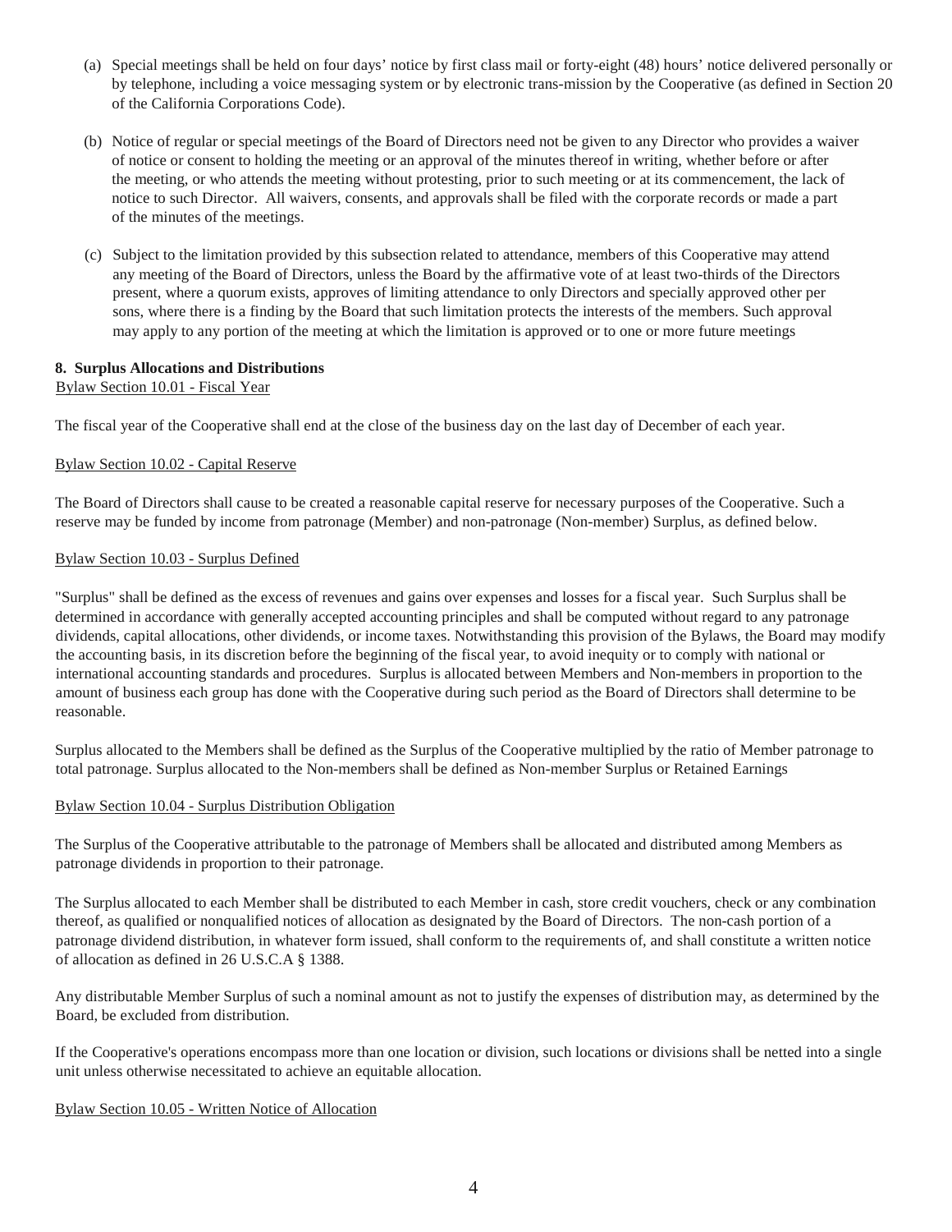(a) Special meetings shall be held on four days' notice by first class mail or forty-eight (48) hours' notice delivered personally or by telephone, including a voice messaging system or by electronic trans-mission by the Cooperative (as defined in Section 20 of the California Corporations Code).

(b) Notice of regular or special meetings of the Board of Directors need not be given to any Director who provides a waiver of notice or consent to holding the meeting or an approval of the minutes thereof in writing, whether before or after the meeting, or who attends the meeting without protesting, prior to such meeting or at its commencement, the lack of notice to such Director. All waivers, consents, and approvals shall be filed with the corporate records or made a part of the minutes of the meetings.

(c) Subject to the limitation provided by this subsection related to attendance, members of this Cooperative may attend any meeting of the Board of Directors, unless the Board by the affirmative vote of at least two-thirds of the Directors present, where a quorum exists, approves of limiting attendance to only Directors and specially approved other per sons, where there is a finding by the Board that such limitation protects the interests of the members. Such approval may apply to any portion of the meeting at which the limitation is approved or to one or more future meetings

**8. Surplus Allocations and Distributions**

Bylaw Section 10.01 - Fiscal Year

The fiscal year of the Cooperative shall end at the close of the business day on the last day of December of each year.

Bylaw Section 10.02 - Capital Reserve

The Board of Directors shall cause to be created a reasonable capital reserve for necessary purposes of the Cooperative. Such a reserve may be funded by income from patronage (Member) and non-patronage (Non-member) Surplus, as defined below.

Bylaw Section 10.03 - Surplus Defined

"Surplus" shall be defined as the excess of revenues and gains over expenses and losses for a fiscal year. Such Surplus shall be determined in accordance with generally accepted accounting principles and shall be computed without regard to any patronage dividends, capital allocations, other dividends, or income taxes. Notwithstanding this provision of the Bylaws, the Board may modify the accounting basis, in its discretion before the beginning of the fiscal year, to avoid inequity or to comply with national or international accounting standards and procedures. Surplus is allocated between Members and Non-members in proportion to the amount of business each group has done with the Cooperative during such period as the Board of Directors shall determine to be reasonable.

Surplus allocated to the Members shall be defined as the Surplus of the Cooperative multiplied by the ratio of Member patronage to total patronage. Surplus allocated to the Non-members shall be defined as Non-member Surplus or Retained Earnings

Bylaw Section 10.04 - Surplus Distribution Obligation

The Surplus of the Cooperative attributable to the patronage of Members shall be allocated and distributed among Members as patronage dividends in proportion to their patronage.

The Surplus allocated to each Member shall be distributed to each Member in cash, store credit vouchers, check or any combination thereof, as qualified or nonqualified notices of allocation as designated by the Board of Directors. The non-cash portion of a patronage dividend distribution, in whatever form issued, shall conform to the requirements of, and shall constitute a written notice of allocation as defined in 26 U.S.C.A § 1388.

Any distributable Member Surplus of such a nominal amount as not to justify the expenses of distribution may, as determined by the Board, be excluded from distribution.

If the Cooperative's operations encompass more than one location or division, such locations or divisions shall be netted into a single unit unless otherwise necessitated to achieve an equitable allocation.

Bylaw Section 10.05 - Written Notice of Allocation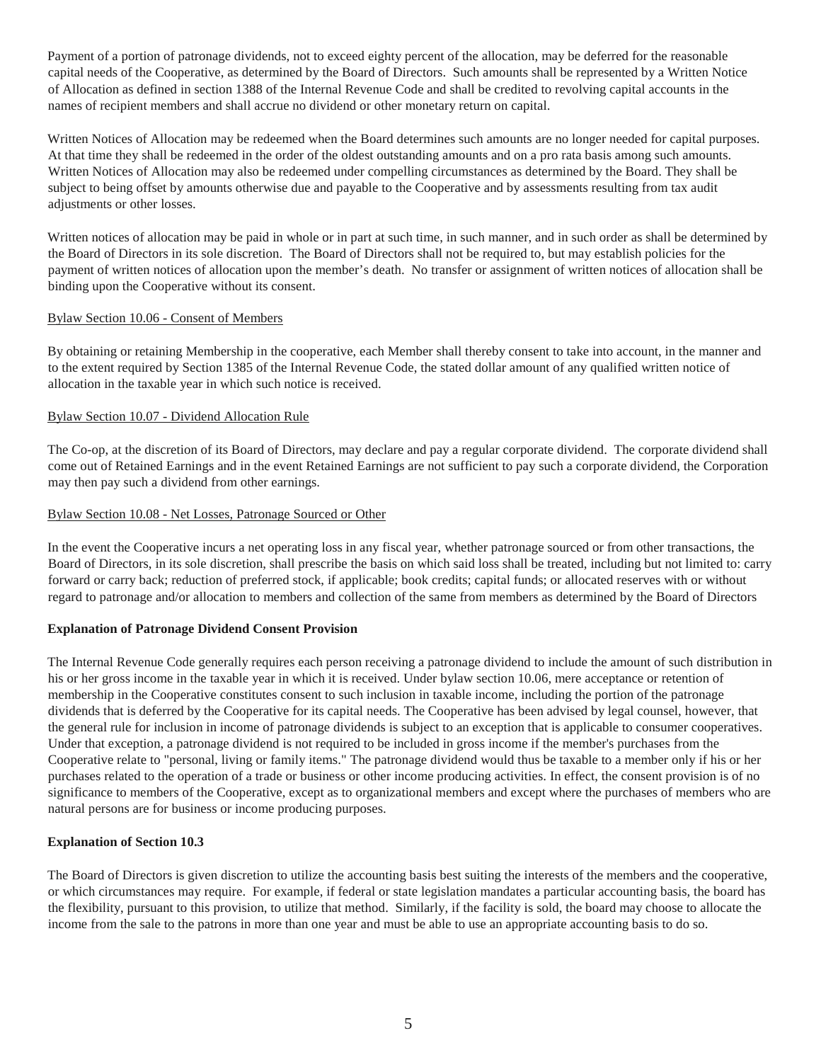Payment of a portion of patronage dividends, not to exceed eighty percent of the allocation, may be deferred for the reasonable capital needs of the Cooperative, as determined by the Board of Directors. Such amounts shall be represented by a Written Notice of Allocation as defined in section 1388 of the Internal Revenue Code and shall be credited to revolving capital accounts in the names of recipient members and shall accrue no dividend or other monetary return on capital.

Written Notices of Allocation may be redeemed when the Board determines such amounts are no longer needed for capital purposes. At that time they shall be redeemed in the order of the oldest outstanding amounts and on a pro rata basis among such amounts. Written Notices of Allocation may also be redeemed under compelling circumstances as determined by the Board. They shall be subject to being offset by amounts otherwise due and payable to the Cooperative and by assessments resulting from tax audit adjustments or other losses.

Written notices of allocation may be paid in whole or in part at such time, in such manner, and in such order as shall be determined by the Board of Directors in its sole discretion. The Board of Directors shall not be required to, but may establish policies for the payment of written notices of allocation upon the member's death. No transfer or assignment of written notices of allocation shall be binding upon the Cooperative without its consent.

Bylaw Section 10.06 - Consent of Members

By obtaining or retaining Membership in the cooperative, each Member shall thereby consent to take into account, in the manner and to the extent required by Section 1385 of the Internal Revenue Code, the stated dollar amount of any qualified written notice of allocation in the taxable year in which such notice is received.

Bylaw Section 10.07 - Dividend Allocation Rule

The Co-op, at the discretion of its Board of Directors, may declare and pay a regular corporate dividend. The corporate dividend shall come out of Retained Earnings and in the event Retained Earnings are not sufficient to pay such a corporate dividend, the Corporation may then pay such a dividend from other earnings.

Bylaw Section 10.08 - Net Losses, Patronage Sourced or Other

In the event the Cooperative incurs a net operating loss in any fiscal year, whether patronage sourced or from other transactions, the Board of Directors, in its sole discretion, shall prescribe the basis on which said loss shall be treated, including but not limited to: carry forward or carry back; reduction of preferred stock, if applicable; book credits; capital funds; or allocated reserves with or without regard to patronage and/or allocation to members and collection of the same from members as determined by the Board of Directors

**Explanation of Patronage Dividend Consent Provision**

The Internal Revenue Code generally requires each person receiving a patronage dividend to include the amount of such distribution in his or her gross income in the taxable year in which it is received. Under bylaw section 10.06, mere acceptance or retention of membership in the Cooperative constitutes consent to such inclusion in taxable income, including the portion of the patronage dividends that is deferred by the Cooperative for its capital needs. The Cooperative has been advised by legal counsel, however, that the general rule for inclusion in income of patronage dividends is subject to an exception that is applicable to consumer cooperatives. Under that exception, a patronage dividend is not required to be included in gross income if the member's purchases from the Cooperative relate to "personal, living or family items." The patronage dividend would thus be taxable to a member only if his or her purchases related to the operation of a trade or business or other income producing activities. In effect, the consent provision is of no significance to members of the Cooperative, except as to organizational members and except where the purchases of members who are natural persons are for business or income producing purposes.

**Explanation of Section 10.3**

The Board of Directors is given discretion to utilize the accounting basis best suiting the interests of the members and the cooperative, or which circumstances may require. For example, if federal or state legislation mandates a particular accounting basis, the board has the flexibility, pursuant to this provision, to utilize that method. Similarly, if the facility is sold, the board may choose to allocate the income from the sale to the patrons in more than one year and must be able to use an appropriate accounting basis to do so.